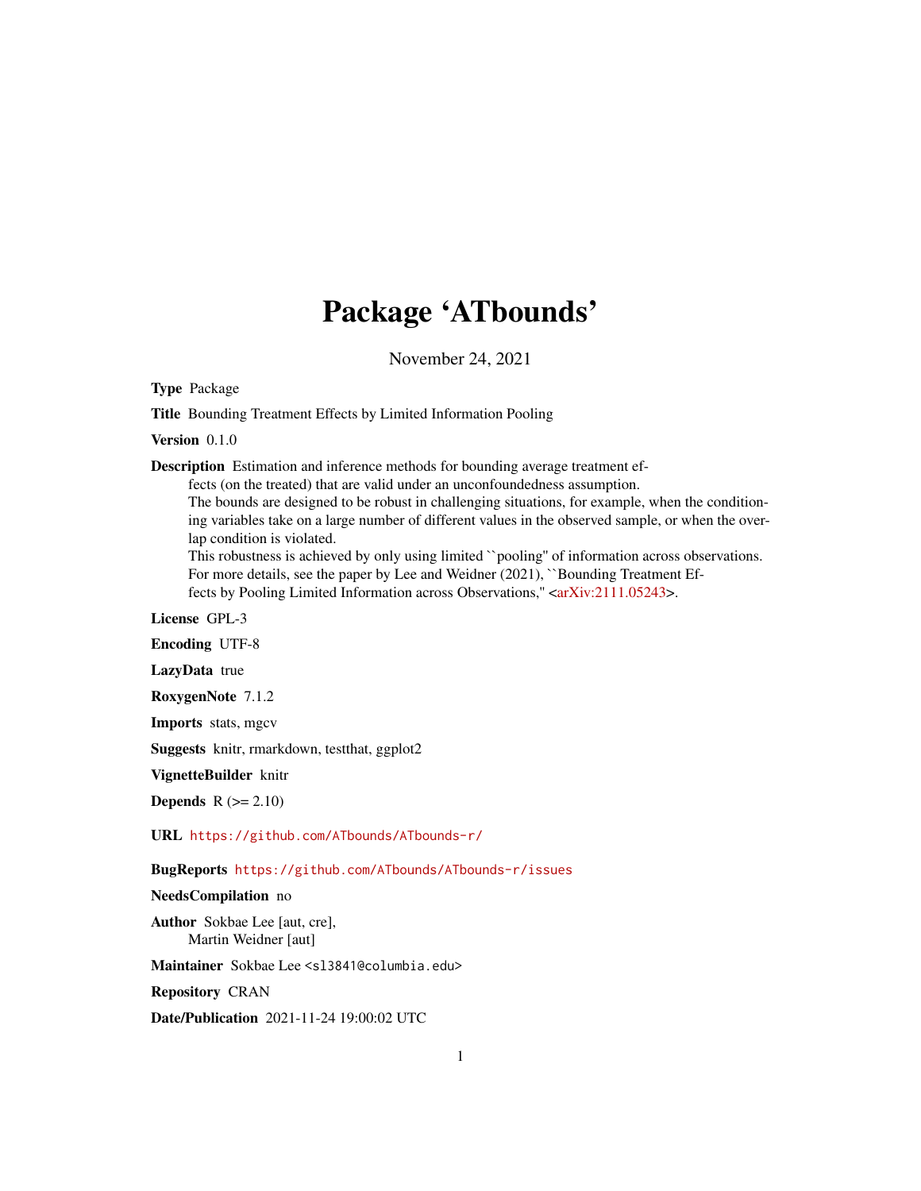# Package 'ATbounds'

November 24, 2021

**Type** Package

**Title** Bounding Treatment Effects by Limited Information Pooling

**Version** 0.1.0

**Description** Estimation and inference methods for bounding average treatment effects (on the treated) that are valid under an unconfoundedness assumption.
The bounds are designed to be robust in challenging situations, for example, when the conditioning variables take on a large number of different values in the observed sample, or when the overlap condition is violated.
This robustness is achieved by only using limited ``pooling'' of information across observations.
For more details, see the paper by Lee and Weidner (2021), ``Bounding Treatment Effects by Pooling Limited Information across Observations,'' <arXiv:2111.05243>.

**License** GPL-3

**Encoding** UTF-8

**LazyData** true

**RoxygenNote** 7.1.2

**Imports** stats, mgcv

**Suggests** knitr, rmarkdown, testthat, ggplot2

**VignetteBuilder** knitr

**Depends** R (>= 2.10)

**URL** https://github.com/ATbounds/ATbounds-r/

**BugReports** https://github.com/ATbounds/ATbounds-r/issues

**NeedsCompilation** no

**Author** Sokbae Lee [aut, cre],
Martin Weidner [aut]

**Maintainer** Sokbae Lee <sl3841@columbia.edu>

**Repository** CRAN

**Date/Publication** 2021-11-24 19:00:02 UTC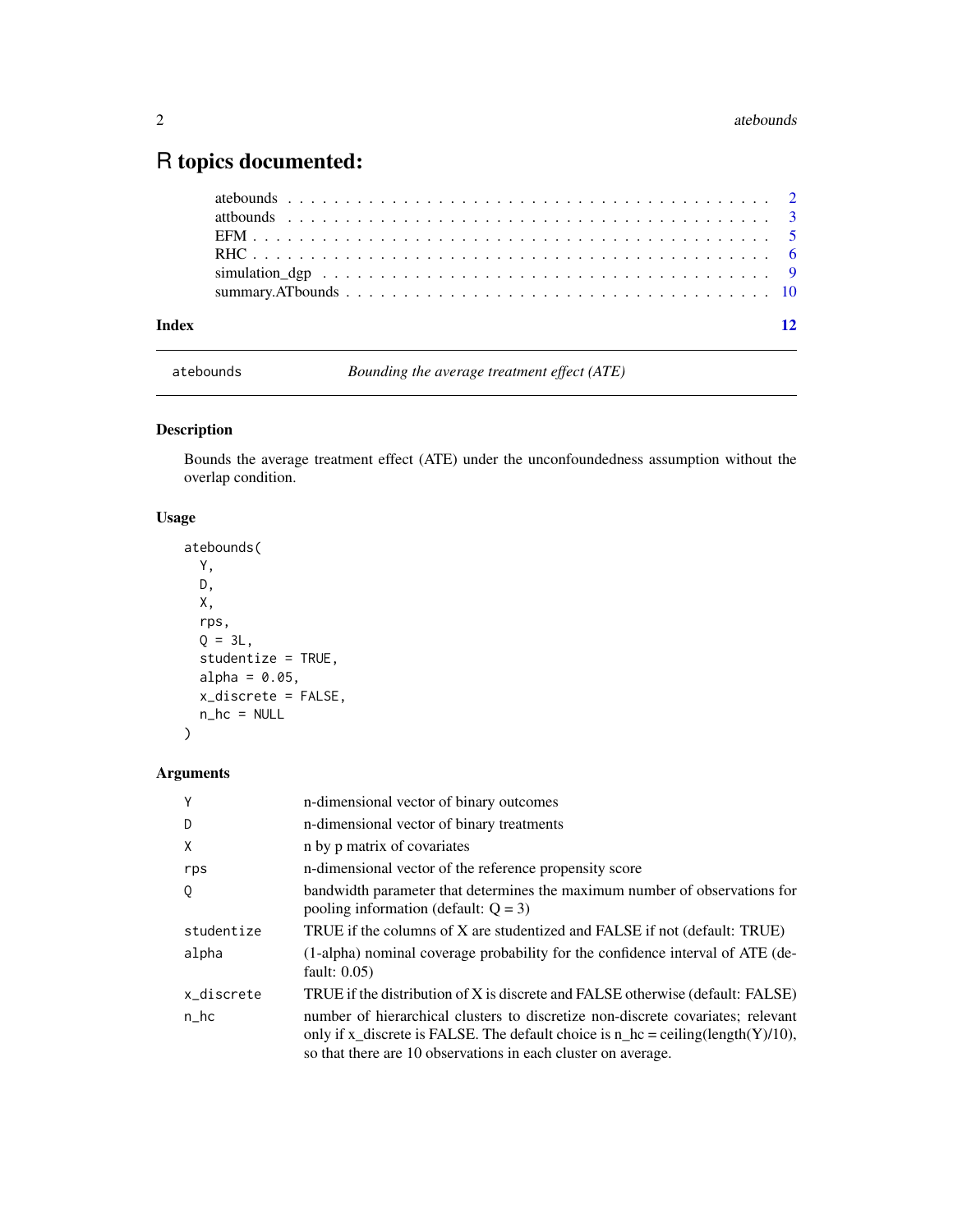# R topics documented:

atebounds . . . . . . . . . . . . . . . . . . . . . . . . . . . . . . . . . . . . . . . . 2
attbounds . . . . . . . . . . . . . . . . . . . . . . . . . . . . . . . . . . . . . . . . 3
EFM . . . . . . . . . . . . . . . . . . . . . . . . . . . . . . . . . . . . . . . . . . . 5
RHC . . . . . . . . . . . . . . . . . . . . . . . . . . . . . . . . . . . . . . . . . . . 6
simulation_dgp . . . . . . . . . . . . . . . . . . . . . . . . . . . . . . . . . . . . . 9
summary.ATbounds . . . . . . . . . . . . . . . . . . . . . . . . . . . . . . . . . . . 10

**Index** 12

---

`atebounds` *Bounding the average treatment effect (ATE)*

---

### Description

Bounds the average treatment effect (ATE) under the unconfoundedness assumption without the overlap condition.

### Usage

```
atebounds(
  Y,
  D,
  X,
  rps,
  Q = 3L,
  studentize = TRUE,
  alpha = 0.05,
  x_discrete = FALSE,
  n_hc = NULL
)
```

### Arguments

| | |
|---|---|
| `Y` | n-dimensional vector of binary outcomes |
| `D` | n-dimensional vector of binary treatments |
| `X` | n by p matrix of covariates |
| `rps` | n-dimensional vector of the reference propensity score |
| `Q` | bandwidth parameter that determines the maximum number of observations for pooling information (default: Q = 3) |
| `studentize` | TRUE if the columns of X are studentized and FALSE if not (default: TRUE) |
| `alpha` | (1-alpha) nominal coverage probability for the confidence interval of ATE (default: 0.05) |
| `x_discrete` | TRUE if the distribution of X is discrete and FALSE otherwise (default: FALSE) |
| `n_hc` | number of hierarchical clusters to discretize non-discrete covariates; relevant only if x_discrete is FALSE. The default choice is n_hc = ceiling(length(Y)/10), so that there are 10 observations in each cluster on average. |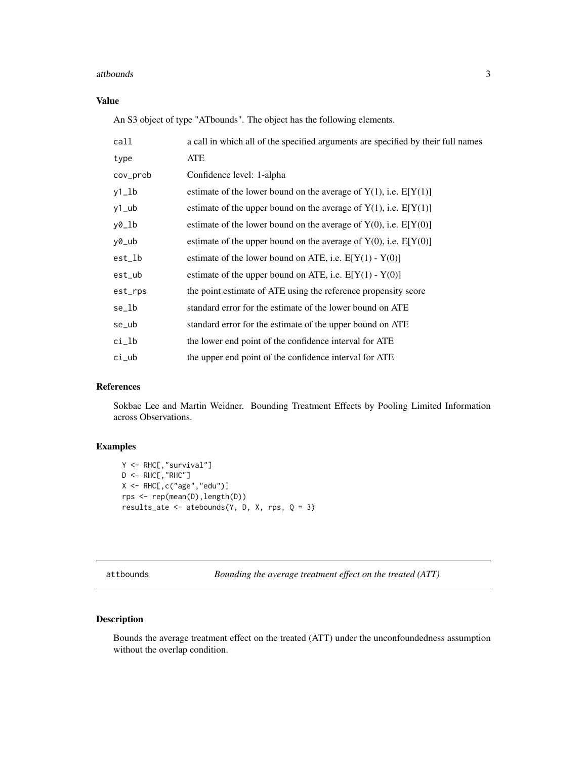### Value

An S3 object of type "ATbounds". The object has the following elements.

| | |
|---|---|
| call | a call in which all of the specified arguments are specified by their full names |
| type | ATE |
| cov_prob | Confidence level: 1-alpha |
| y1_lb | estimate of the lower bound on the average of Y(1), i.e. E[Y(1)] |
| y1_ub | estimate of the upper bound on the average of Y(1), i.e. E[Y(1)] |
| y0_lb | estimate of the lower bound on the average of Y(0), i.e. E[Y(0)] |
| y0_ub | estimate of the upper bound on the average of Y(0), i.e. E[Y(0)] |
| est_lb | estimate of the lower bound on ATE, i.e. E[Y(1) - Y(0)] |
| est_ub | estimate of the upper bound on ATE, i.e. E[Y(1) - Y(0)] |
| est_rps | the point estimate of ATE using the reference propensity score |
| se_lb | standard error for the estimate of the lower bound on ATE |
| se_ub | standard error for the estimate of the upper bound on ATE |
| ci_lb | the lower end point of the confidence interval for ATE |
| ci_ub | the upper end point of the confidence interval for ATE |

### References

Sokbae Lee and Martin Weidner. Bounding Treatment Effects by Pooling Limited Information across Observations.

### Examples

```
Y <- RHC[,"survival"]
D <- RHC[,"RHC"]
X <- RHC[,c("age","edu")]
rps <- rep(mean(D),length(D))
results_ate <- atebounds(Y, D, X, rps, Q = 3)
```

## attbounds — *Bounding the average treatment effect on the treated (ATT)*

### Description

Bounds the average treatment effect on the treated (ATT) under the unconfoundedness assumption without the overlap condition.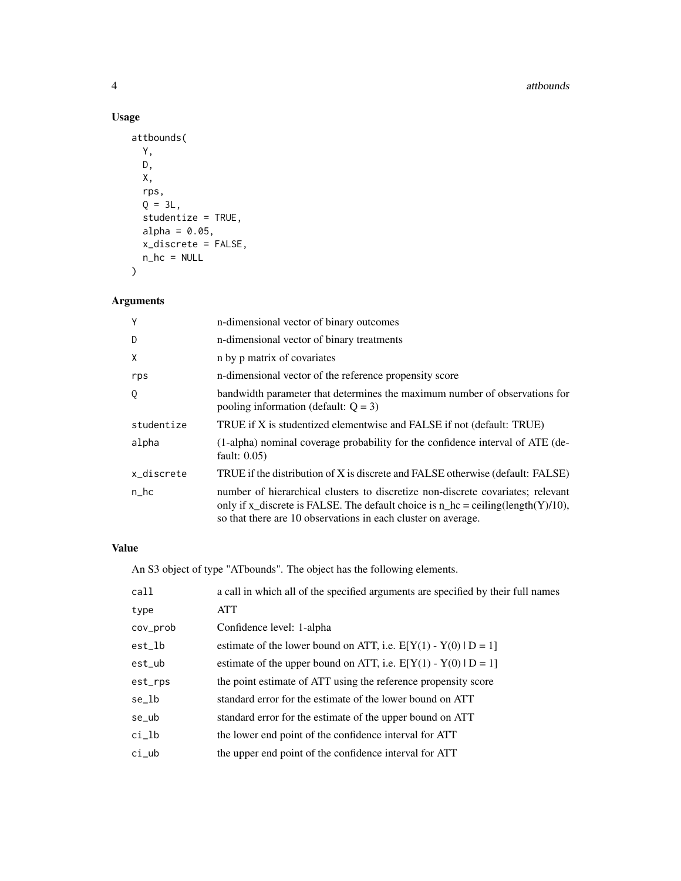## Usage

```
attbounds(
  Y,
  D,
  X,
  rps,
  Q = 3L,
  studentize = TRUE,
  alpha = 0.05,
  x_discrete = FALSE,
  n_hc = NULL
)
```

## Arguments

| Argument | Description |
|---|---|
| Y | n-dimensional vector of binary outcomes |
| D | n-dimensional vector of binary treatments |
| X | n by p matrix of covariates |
| rps | n-dimensional vector of the reference propensity score |
| Q | bandwidth parameter that determines the maximum number of observations for pooling information (default: Q = 3) |
| studentize | TRUE if X is studentized elementwise and FALSE if not (default: TRUE) |
| alpha | (1-alpha) nominal coverage probability for the confidence interval of ATE (default: 0.05) |
| x_discrete | TRUE if the distribution of X is discrete and FALSE otherwise (default: FALSE) |
| n_hc | number of hierarchical clusters to discretize non-discrete covariates; relevant only if x_discrete is FALSE. The default choice is n_hc = ceiling(length(Y)/10), so that there are 10 observations in each cluster on average. |

## Value

An S3 object of type "ATbounds". The object has the following elements.

| Element | Description |
|---|---|
| call | a call in which all of the specified arguments are specified by their full names |
| type | ATT |
| cov_prob | Confidence level: 1-alpha |
| est_lb | estimate of the lower bound on ATT, i.e. E[Y(1) - Y(0) \| D = 1] |
| est_ub | estimate of the upper bound on ATT, i.e. E[Y(1) - Y(0) \| D = 1] |
| est_rps | the point estimate of ATT using the reference propensity score |
| se_lb | standard error for the estimate of the lower bound on ATT |
| se_ub | standard error for the estimate of the upper bound on ATT |
| ci_lb | the lower end point of the confidence interval for ATT |
| ci_ub | the upper end point of the confidence interval for ATT |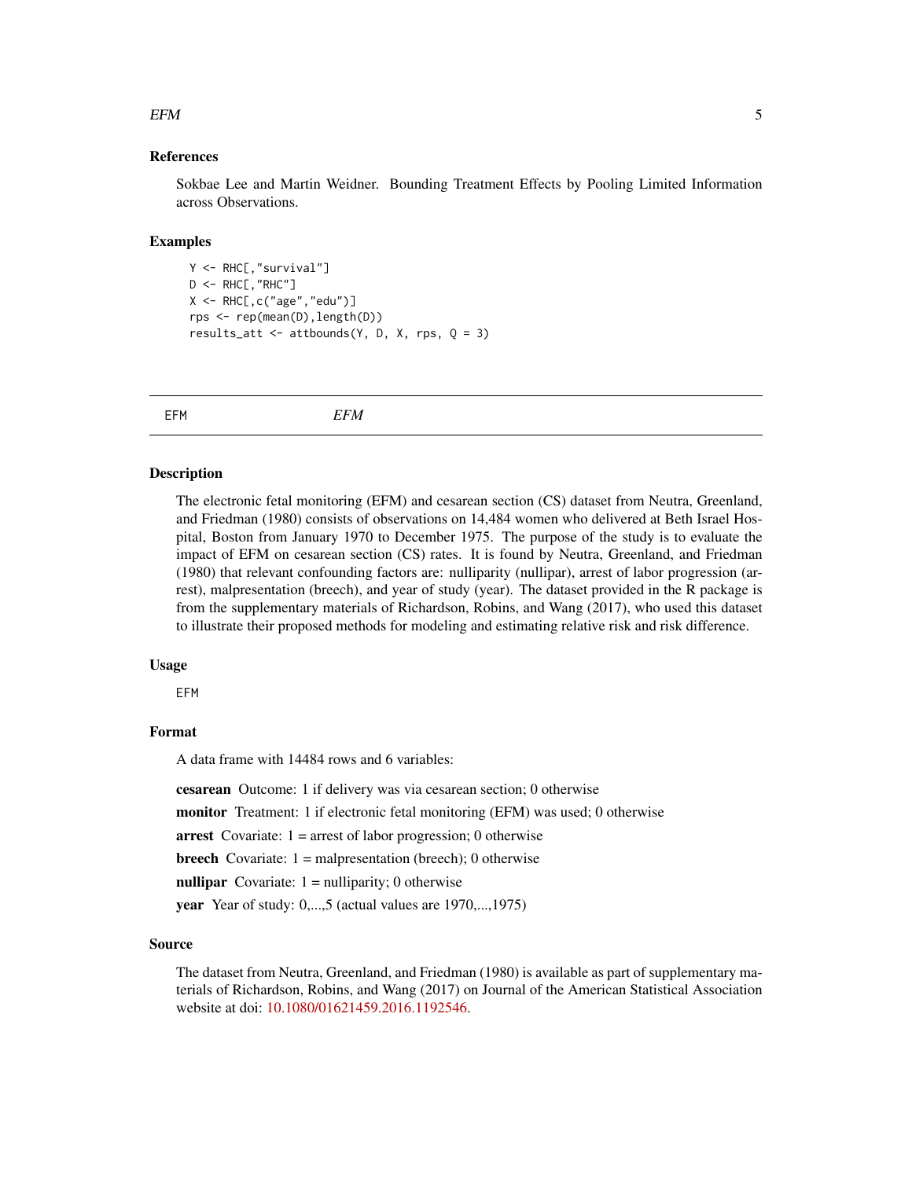### References

Sokbae Lee and Martin Weidner. Bounding Treatment Effects by Pooling Limited Information across Observations.

### Examples

```
Y <- RHC[,"survival"]
D <- RHC[,"RHC"]
X <- RHC[,c("age","edu")]
rps <- rep(mean(D),length(D))
results_att <- attbounds(Y, D, X, rps, Q = 3)
```

---

## EFM *EFM*

---

### Description

The electronic fetal monitoring (EFM) and cesarean section (CS) dataset from Neutra, Greenland, and Friedman (1980) consists of observations on 14,484 women who delivered at Beth Israel Hospital, Boston from January 1970 to December 1975. The purpose of the study is to evaluate the impact of EFM on cesarean section (CS) rates. It is found by Neutra, Greenland, and Friedman (1980) that relevant confounding factors are: nulliparity (nullipar), arrest of labor progression (arrest), malpresentation (breech), and year of study (year). The dataset provided in the R package is from the supplementary materials of Richardson, Robins, and Wang (2017), who used this dataset to illustrate their proposed methods for modeling and estimating relative risk and risk difference.

### Usage

```
EFM
```

### Format

A data frame with 14484 rows and 6 variables:

**cesarean** Outcome: 1 if delivery was via cesarean section; 0 otherwise

**monitor** Treatment: 1 if electronic fetal monitoring (EFM) was used; 0 otherwise

**arrest** Covariate: 1 = arrest of labor progression; 0 otherwise

**breech** Covariate: 1 = malpresentation (breech); 0 otherwise

**nullipar** Covariate: 1 = nulliparity; 0 otherwise

**year** Year of study: 0,...,5 (actual values are 1970,...,1975)

### Source

The dataset from Neutra, Greenland, and Friedman (1980) is available as part of supplementary materials of Richardson, Robins, and Wang (2017) on Journal of the American Statistical Association website at doi: 10.1080/01621459.2016.1192546.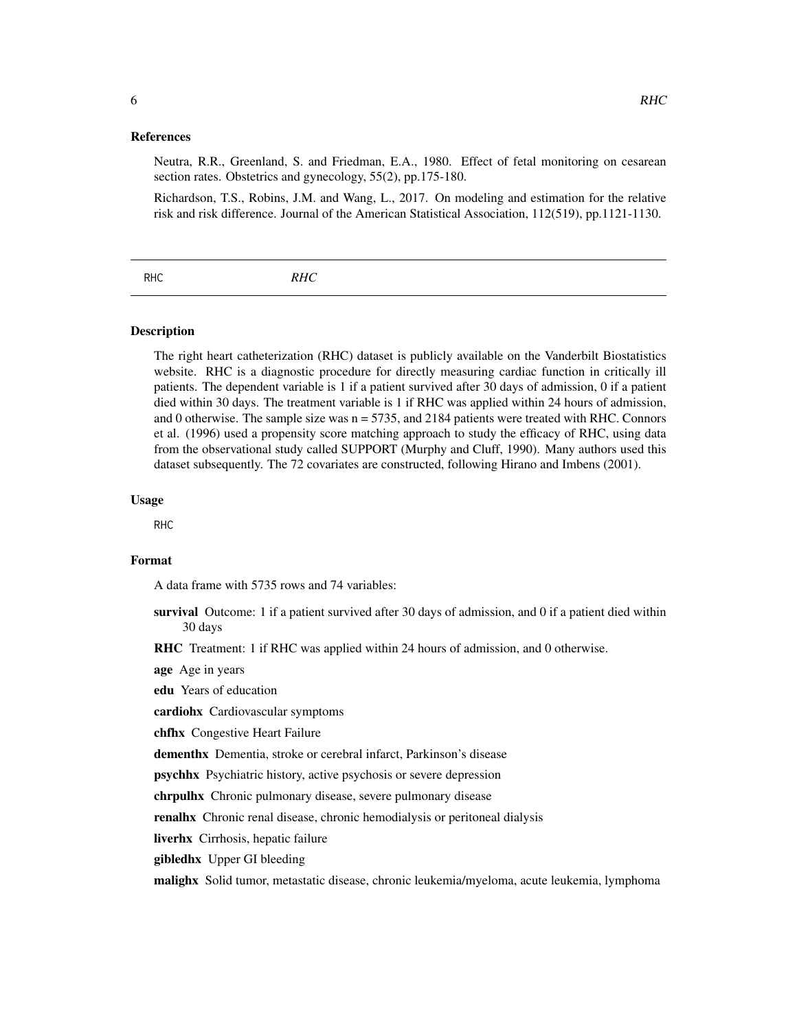## References

Neutra, R.R., Greenland, S. and Friedman, E.A., 1980. Effect of fetal monitoring on cesarean section rates. Obstetrics and gynecology, 55(2), pp.175-180.

Richardson, T.S., Robins, J.M. and Wang, L., 2017. On modeling and estimation for the relative risk and risk difference. Journal of the American Statistical Association, 112(519), pp.1121-1130.

---

# RHC *RHC*

---

## Description

The right heart catheterization (RHC) dataset is publicly available on the Vanderbilt Biostatistics website. RHC is a diagnostic procedure for directly measuring cardiac function in critically ill patients. The dependent variable is 1 if a patient survived after 30 days of admission, 0 if a patient died within 30 days. The treatment variable is 1 if RHC was applied within 24 hours of admission, and 0 otherwise. The sample size was n = 5735, and 2184 patients were treated with RHC. Connors et al. (1996) used a propensity score matching approach to study the efficacy of RHC, using data from the observational study called SUPPORT (Murphy and Cluff, 1990). Many authors used this dataset subsequently. The 72 covariates are constructed, following Hirano and Imbens (2001).

## Usage

```
RHC
```

## Format

A data frame with 5735 rows and 74 variables:

**survival** Outcome: 1 if a patient survived after 30 days of admission, and 0 if a patient died within 30 days

**RHC** Treatment: 1 if RHC was applied within 24 hours of admission, and 0 otherwise.

**age** Age in years

**edu** Years of education

**cardiohx** Cardiovascular symptoms

**chfhx** Congestive Heart Failure

**dementhx** Dementia, stroke or cerebral infarct, Parkinson's disease

**psychhx** Psychiatric history, active psychosis or severe depression

**chrpulhx** Chronic pulmonary disease, severe pulmonary disease

**renalhx** Chronic renal disease, chronic hemodialysis or peritoneal dialysis

**liverhx** Cirrhosis, hepatic failure

**gibledhx** Upper GI bleeding

**malighx** Solid tumor, metastatic disease, chronic leukemia/myeloma, acute leukemia, lymphoma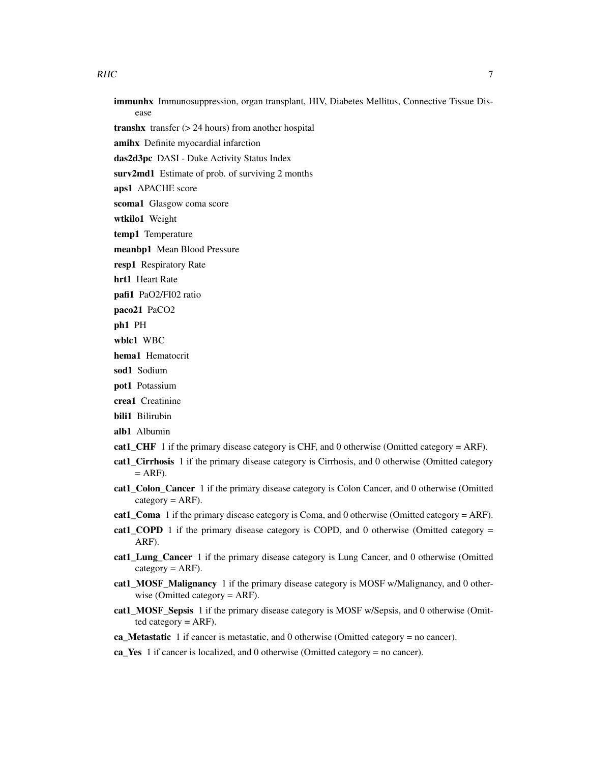**immunhx** Immunosuppression, organ transplant, HIV, Diabetes Mellitus, Connective Tissue Disease

**transhx** transfer (> 24 hours) from another hospital

**amihx** Definite myocardial infarction

**das2d3pc** DASI - Duke Activity Status Index

**surv2md1** Estimate of prob. of surviving 2 months

**aps1** APACHE score

**scoma1** Glasgow coma score

**wtkilo1** Weight

**temp1** Temperature

**meanbp1** Mean Blood Pressure

**resp1** Respiratory Rate

**hrt1** Heart Rate

**pafi1** PaO2/FI02 ratio

**paco21** PaCO2

**ph1** PH

**wblc1** WBC

**hema1** Hematocrit

**sod1** Sodium

**pot1** Potassium

**crea1** Creatinine

**bili1** Bilirubin

**alb1** Albumin

**cat1_CHF** 1 if the primary disease category is CHF, and 0 otherwise (Omitted category = ARF).

**cat1_Cirrhosis** 1 if the primary disease category is Cirrhosis, and 0 otherwise (Omitted category = ARF).

**cat1_Colon_Cancer** 1 if the primary disease category is Colon Cancer, and 0 otherwise (Omitted category = ARF).

**cat1_Coma** 1 if the primary disease category is Coma, and 0 otherwise (Omitted category = ARF).

**cat1_COPD** 1 if the primary disease category is COPD, and 0 otherwise (Omitted category = ARF).

**cat1_Lung_Cancer** 1 if the primary disease category is Lung Cancer, and 0 otherwise (Omitted category = ARF).

**cat1_MOSF_Malignancy** 1 if the primary disease category is MOSF w/Malignancy, and 0 otherwise (Omitted category = ARF).

**cat1_MOSF_Sepsis** 1 if the primary disease category is MOSF w/Sepsis, and 0 otherwise (Omitted category = ARF).

**ca_Metastatic** 1 if cancer is metastatic, and 0 otherwise (Omitted category = no cancer).

**ca_Yes** 1 if cancer is localized, and 0 otherwise (Omitted category = no cancer).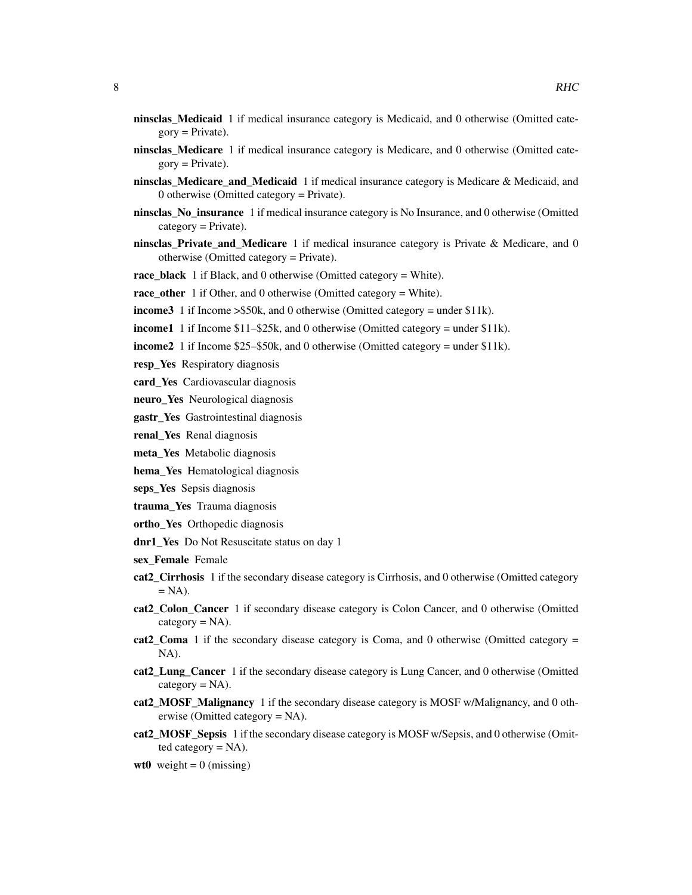**ninsclas_Medicaid** 1 if medical insurance category is Medicaid, and 0 otherwise (Omitted category = Private).

**ninsclas_Medicare** 1 if medical insurance category is Medicare, and 0 otherwise (Omitted category = Private).

**ninsclas_Medicare_and_Medicaid** 1 if medical insurance category is Medicare & Medicaid, and 0 otherwise (Omitted category = Private).

**ninsclas_No_insurance** 1 if medical insurance category is No Insurance, and 0 otherwise (Omitted category = Private).

**ninsclas_Private_and_Medicare** 1 if medical insurance category is Private & Medicare, and 0 otherwise (Omitted category = Private).

**race_black** 1 if Black, and 0 otherwise (Omitted category = White).

**race_other** 1 if Other, and 0 otherwise (Omitted category = White).

**income3** 1 if Income >$50k, and 0 otherwise (Omitted category = under $11k).

**income1** 1 if Income $11–$25k, and 0 otherwise (Omitted category = under $11k).

**income2** 1 if Income $25–$50k, and 0 otherwise (Omitted category = under $11k).

**resp_Yes** Respiratory diagnosis

**card_Yes** Cardiovascular diagnosis

**neuro_Yes** Neurological diagnosis

**gastr_Yes** Gastrointestinal diagnosis

**renal_Yes** Renal diagnosis

**meta_Yes** Metabolic diagnosis

**hema_Yes** Hematological diagnosis

**seps_Yes** Sepsis diagnosis

**trauma_Yes** Trauma diagnosis

**ortho_Yes** Orthopedic diagnosis

**dnr1_Yes** Do Not Resuscitate status on day 1

**sex_Female** Female

**cat2_Cirrhosis** 1 if the secondary disease category is Cirrhosis, and 0 otherwise (Omitted category = NA).

**cat2_Colon_Cancer** 1 if secondary disease category is Colon Cancer, and 0 otherwise (Omitted category = NA).

**cat2_Coma** 1 if the secondary disease category is Coma, and 0 otherwise (Omitted category = NA).

**cat2_Lung_Cancer** 1 if the secondary disease category is Lung Cancer, and 0 otherwise (Omitted category = NA).

**cat2_MOSF_Malignancy** 1 if the secondary disease category is MOSF w/Malignancy, and 0 otherwise (Omitted category = NA).

**cat2_MOSF_Sepsis** 1 if the secondary disease category is MOSF w/Sepsis, and 0 otherwise (Omitted category = NA).

**wt0** weight = 0 (missing)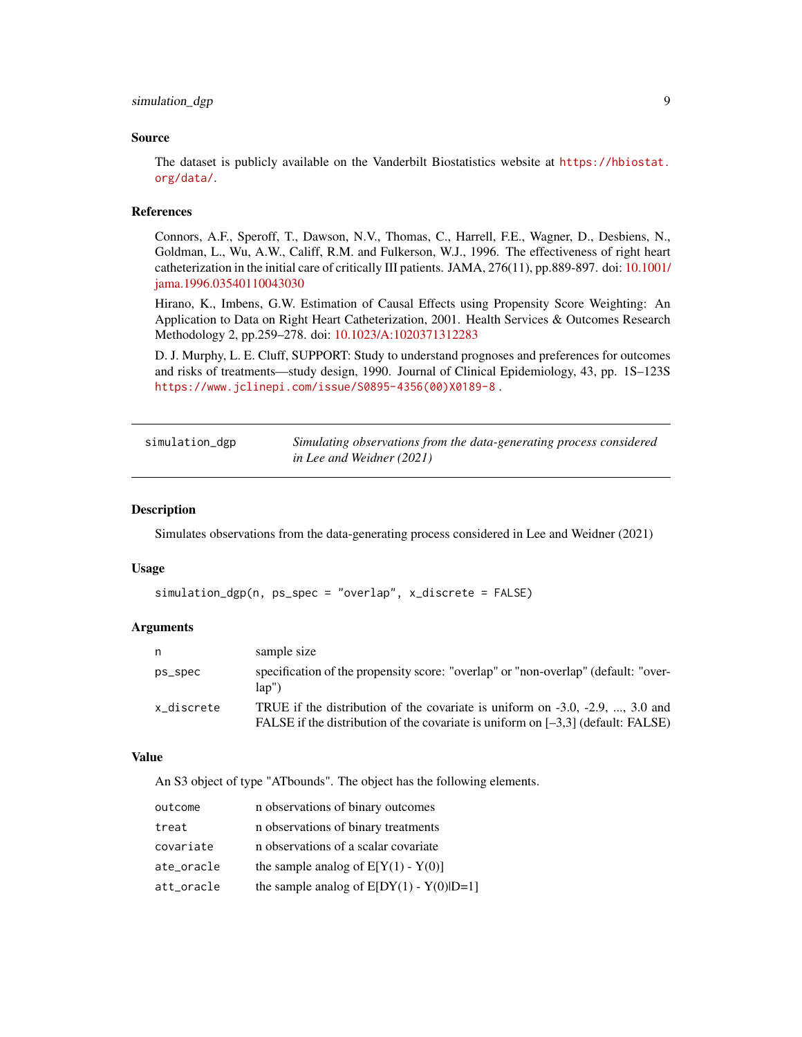### Source

The dataset is publicly available on the Vanderbilt Biostatistics website at https://hbiostat.org/data/.

### References

Connors, A.F., Speroff, T., Dawson, N.V., Thomas, C., Harrell, F.E., Wagner, D., Desbiens, N., Goldman, L., Wu, A.W., Califf, R.M. and Fulkerson, W.J., 1996. The effectiveness of right heart catheterization in the initial care of critically III patients. JAMA, 276(11), pp.889-897. doi: 10.1001/jama.1996.03540110043030

Hirano, K., Imbens, G.W. Estimation of Causal Effects using Propensity Score Weighting: An Application to Data on Right Heart Catheterization, 2001. Health Services & Outcomes Research Methodology 2, pp.259–278. doi: 10.1023/A:1020371312283

D. J. Murphy, L. E. Cluff, SUPPORT: Study to understand prognoses and preferences for outcomes and risks of treatments—study design, 1990. Journal of Clinical Epidemiology, 43, pp. 1S–123S https://www.jclinepi.com/issue/S0895-4356(00)X0189-8 .

---

## simulation_dgp — *Simulating observations from the data-generating process considered in Lee and Weidner (2021)*

---

### Description

Simulates observations from the data-generating process considered in Lee and Weidner (2021)

### Usage

```
simulation_dgp(n, ps_spec = "overlap", x_discrete = FALSE)
```

### Arguments

| | |
|---|---|
| `n` | sample size |
| `ps_spec` | specification of the propensity score: "overlap" or "non-overlap" (default: "overlap") |
| `x_discrete` | TRUE if the distribution of the covariate is uniform on -3.0, -2.9, ..., 3.0 and FALSE if the distribution of the covariate is uniform on [–3,3] (default: FALSE) |

### Value

An S3 object of type "ATbounds". The object has the following elements.

| | |
|---|---|
| `outcome` | n observations of binary outcomes |
| `treat` | n observations of binary treatments |
| `covariate` | n observations of a scalar covariate |
| `ate_oracle` | the sample analog of E[Y(1) - Y(0)] |
| `att_oracle` | the sample analog of E[DY(1) - Y(0)\|D=1] |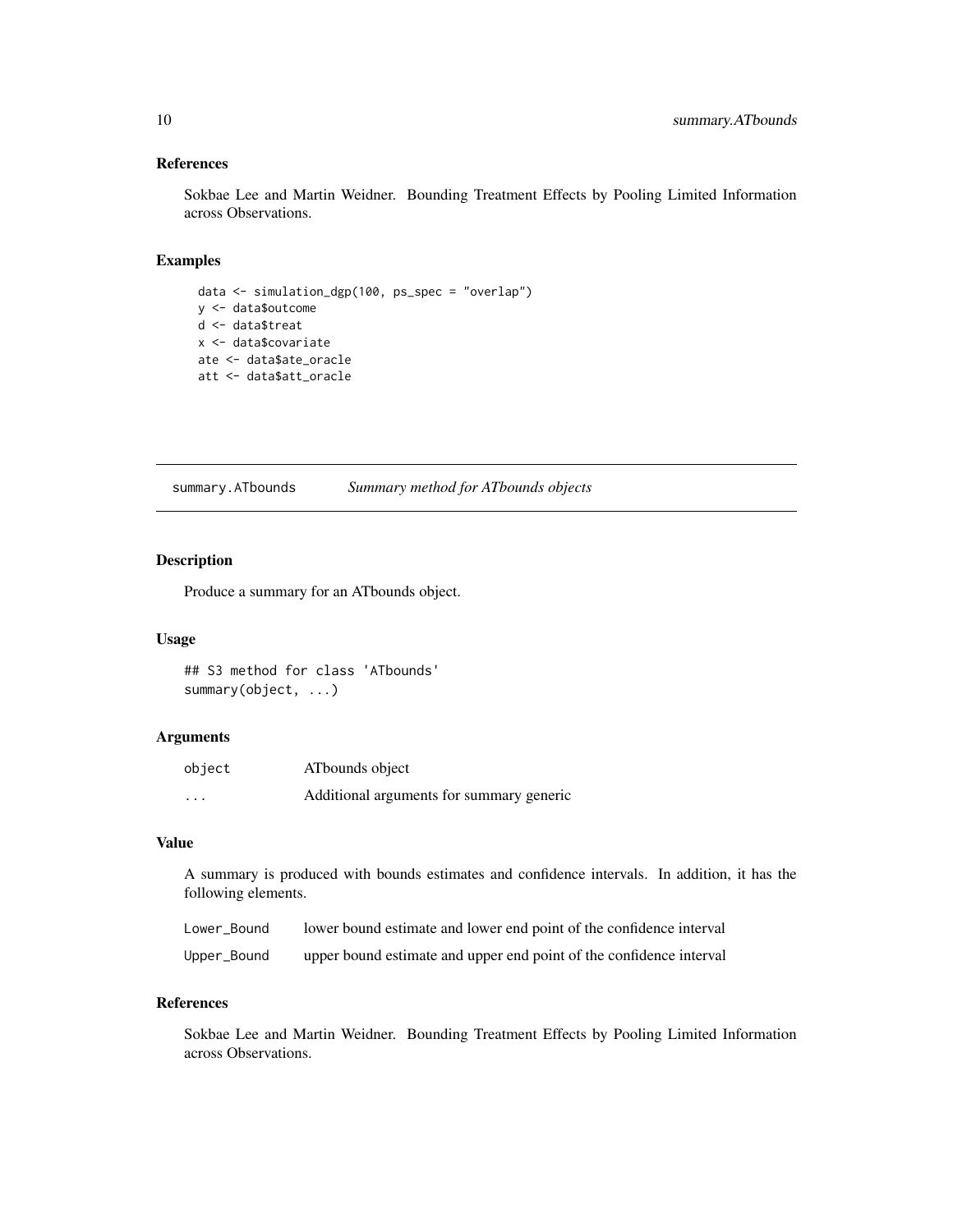### References

Sokbae Lee and Martin Weidner. Bounding Treatment Effects by Pooling Limited Information across Observations.

### Examples

```
data <- simulation_dgp(100, ps_spec = "overlap")
y <- data$outcome
d <- data$treat
x <- data$covariate
ate <- data$ate_oracle
att <- data$att_oracle
```

---

## summary.ATbounds    *Summary method for ATbounds objects*

---

### Description

Produce a summary for an ATbounds object.

### Usage

```
## S3 method for class 'ATbounds'
summary(object, ...)
```

### Arguments

| | |
|---|---|
| object | ATbounds object |
| ... | Additional arguments for summary generic |

### Value

A summary is produced with bounds estimates and confidence intervals. In addition, it has the following elements.

| | |
|---|---|
| Lower_Bound | lower bound estimate and lower end point of the confidence interval |
| Upper_Bound | upper bound estimate and upper end point of the confidence interval |

### References

Sokbae Lee and Martin Weidner. Bounding Treatment Effects by Pooling Limited Information across Observations.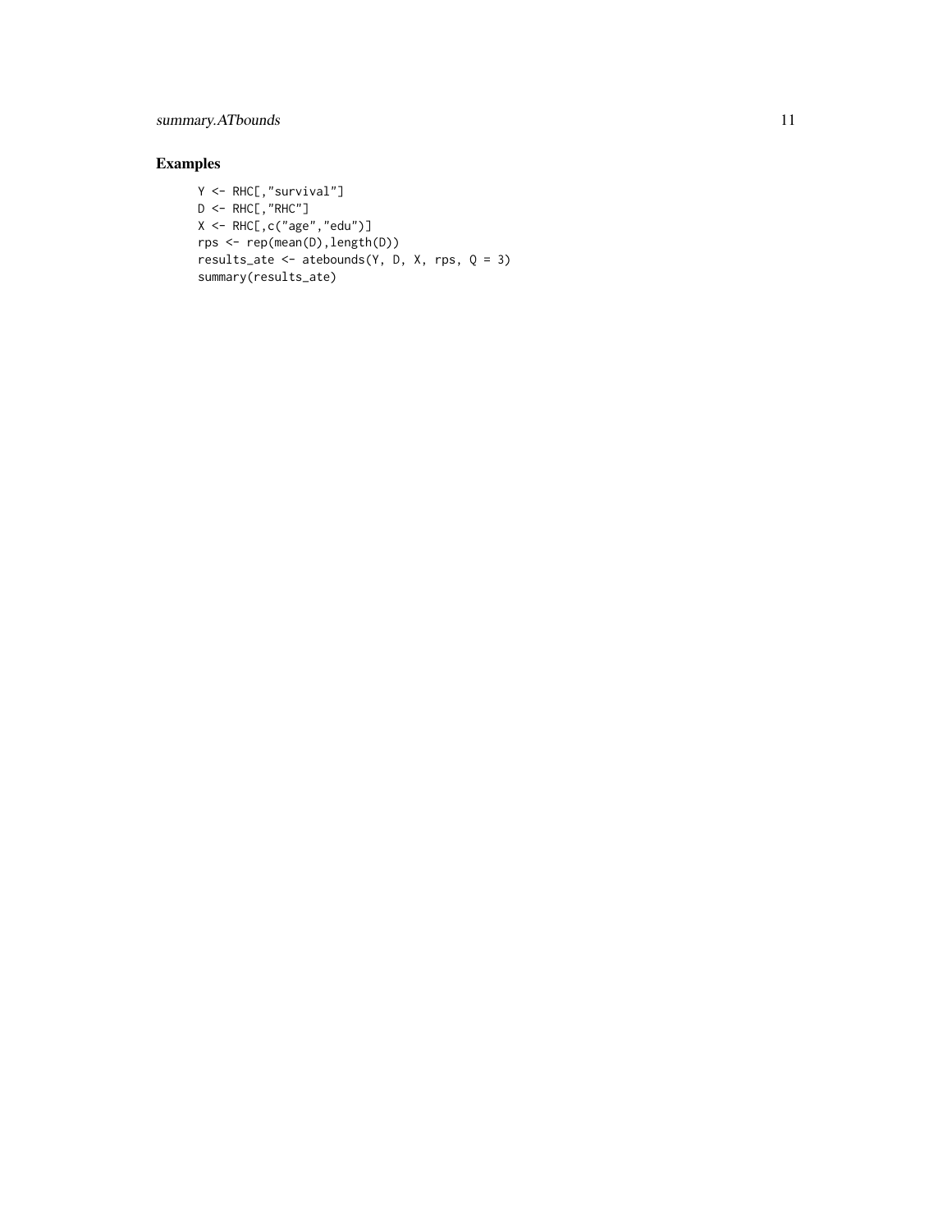## Examples

```
Y <- RHC[,"survival"]
D <- RHC[,"RHC"]
X <- RHC[,c("age","edu")]
rps <- rep(mean(D),length(D))
results_ate <- atebounds(Y, D, X, rps, Q = 3)
summary(results_ate)
```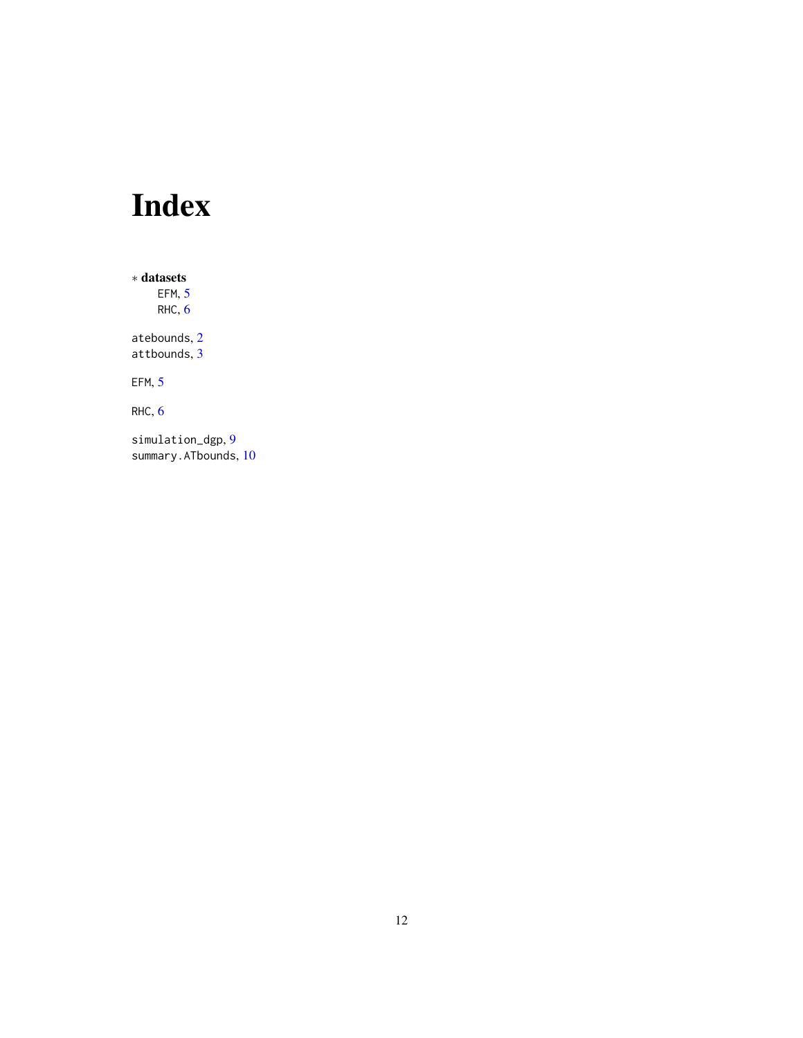# Index

∗ **datasets**
  EFM, 5
  RHC, 6

atebounds, 2
attbounds, 3

EFM, 5

RHC, 6

simulation_dgp, 9
summary.ATbounds, 10